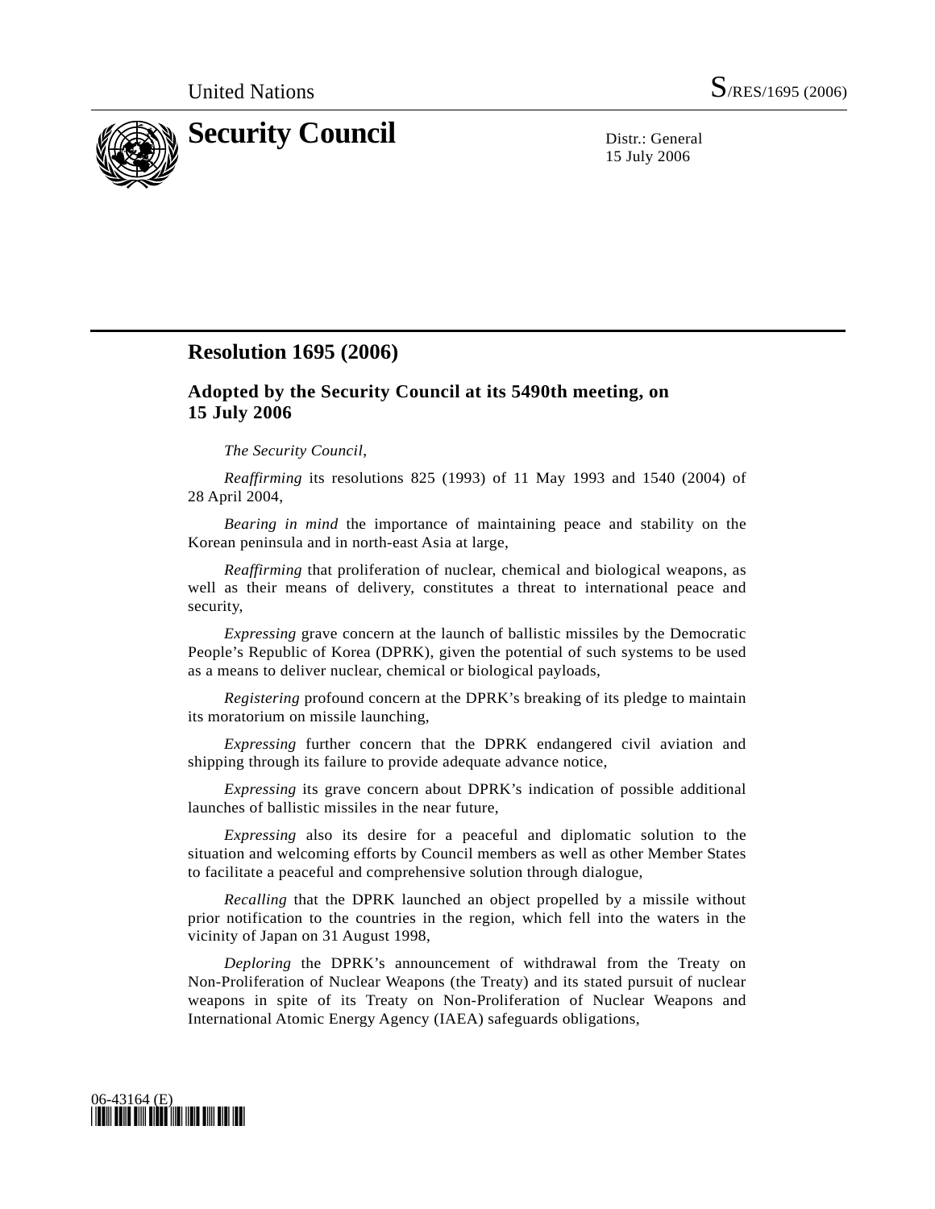United Nations S/RES/1695 (2006)

# Security Council

Distr.: General
15 July 2006

## Resolution 1695 (2006)

### Adopted by the Security Council at its 5490th meeting, on 15 July 2006

*The Security Council*,

*Reaffirming* its resolutions 825 (1993) of 11 May 1993 and 1540 (2004) of 28 April 2004,

*Bearing in mind* the importance of maintaining peace and stability on the Korean peninsula and in north-east Asia at large,

*Reaffirming* that proliferation of nuclear, chemical and biological weapons, as well as their means of delivery, constitutes a threat to international peace and security,

*Expressing* grave concern at the launch of ballistic missiles by the Democratic People's Republic of Korea (DPRK), given the potential of such systems to be used as a means to deliver nuclear, chemical or biological payloads,

*Registering* profound concern at the DPRK's breaking of its pledge to maintain its moratorium on missile launching,

*Expressing* further concern that the DPRK endangered civil aviation and shipping through its failure to provide adequate advance notice,

*Expressing* its grave concern about DPRK's indication of possible additional launches of ballistic missiles in the near future,

*Expressing* also its desire for a peaceful and diplomatic solution to the situation and welcoming efforts by Council members as well as other Member States to facilitate a peaceful and comprehensive solution through dialogue,

*Recalling* that the DPRK launched an object propelled by a missile without prior notification to the countries in the region, which fell into the waters in the vicinity of Japan on 31 August 1998,

*Deploring* the DPRK's announcement of withdrawal from the Treaty on Non-Proliferation of Nuclear Weapons (the Treaty) and its stated pursuit of nuclear weapons in spite of its Treaty on Non-Proliferation of Nuclear Weapons and International Atomic Energy Agency (IAEA) safeguards obligations,

06-43164 (E)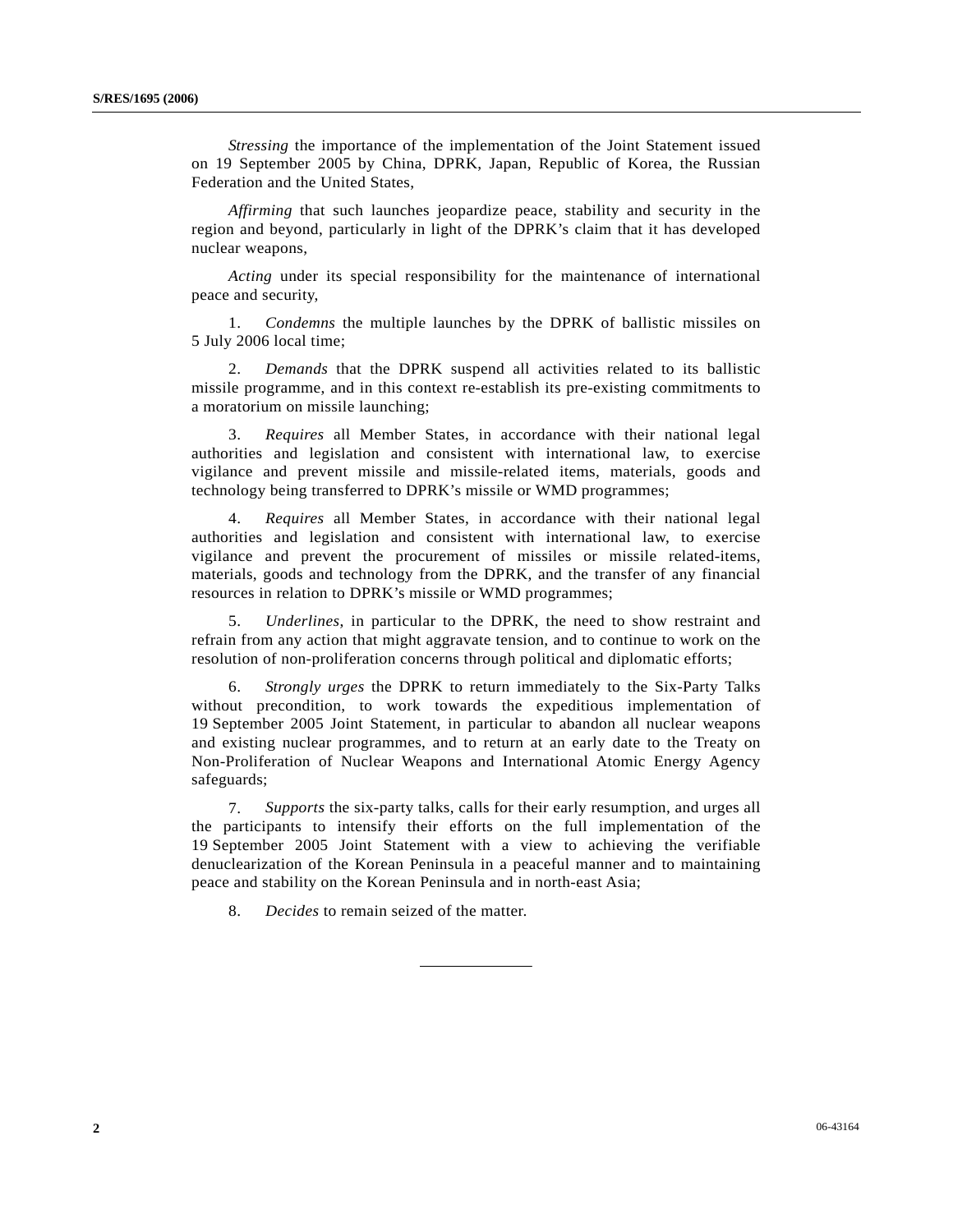*Stressing* the importance of the implementation of the Joint Statement issued on 19 September 2005 by China, DPRK, Japan, Republic of Korea, the Russian Federation and the United States,

*Affirming* that such launches jeopardize peace, stability and security in the region and beyond, particularly in light of the DPRK's claim that it has developed nuclear weapons,

*Acting* under its special responsibility for the maintenance of international peace and security,

1. *Condemns* the multiple launches by the DPRK of ballistic missiles on 5 July 2006 local time;

2. *Demands* that the DPRK suspend all activities related to its ballistic missile programme, and in this context re-establish its pre-existing commitments to a moratorium on missile launching;

3. *Requires* all Member States, in accordance with their national legal authorities and legislation and consistent with international law, to exercise vigilance and prevent missile and missile-related items, materials, goods and technology being transferred to DPRK's missile or WMD programmes;

4. *Requires* all Member States, in accordance with their national legal authorities and legislation and consistent with international law, to exercise vigilance and prevent the procurement of missiles or missile related-items, materials, goods and technology from the DPRK, and the transfer of any financial resources in relation to DPRK's missile or WMD programmes;

5. *Underlines*, in particular to the DPRK, the need to show restraint and refrain from any action that might aggravate tension, and to continue to work on the resolution of non-proliferation concerns through political and diplomatic efforts;

6. *Strongly urges* the DPRK to return immediately to the Six-Party Talks without precondition, to work towards the expeditious implementation of 19 September 2005 Joint Statement, in particular to abandon all nuclear weapons and existing nuclear programmes, and to return at an early date to the Treaty on Non-Proliferation of Nuclear Weapons and International Atomic Energy Agency safeguards;

7. *Supports* the six-party talks, calls for their early resumption, and urges all the participants to intensify their efforts on the full implementation of the 19 September 2005 Joint Statement with a view to achieving the verifiable denuclearization of the Korean Peninsula in a peaceful manner and to maintaining peace and stability on the Korean Peninsula and in north-east Asia;

8. *Decides* to remain seized of the matter.